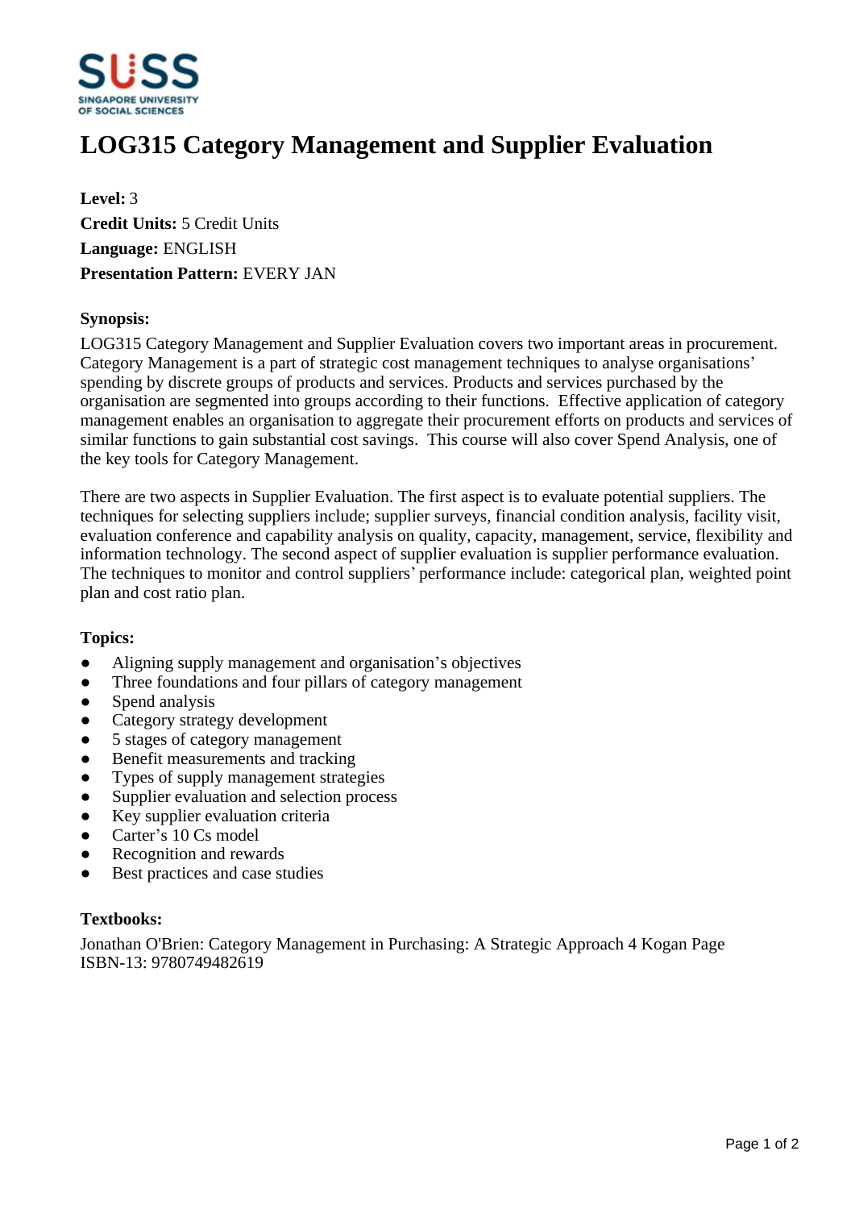# LOG315 Category Management and Supplier Evaluation

**Level:** 3
**Credit Units:** 5 Credit Units
**Language:** ENGLISH
**Presentation Pattern:** EVERY JAN

### Synopsis:

LOG315 Category Management and Supplier Evaluation covers two important areas in procurement. Category Management is a part of strategic cost management techniques to analyse organisations' spending by discrete groups of products and services. Products and services purchased by the organisation are segmented into groups according to their functions. Effective application of category management enables an organisation to aggregate their procurement efforts on products and services of similar functions to gain substantial cost savings. This course will also cover Spend Analysis, one of the key tools for Category Management.

There are two aspects in Supplier Evaluation. The first aspect is to evaluate potential suppliers. The techniques for selecting suppliers include; supplier surveys, financial condition analysis, facility visit, evaluation conference and capability analysis on quality, capacity, management, service, flexibility and information technology. The second aspect of supplier evaluation is supplier performance evaluation. The techniques to monitor and control suppliers' performance include: categorical plan, weighted point plan and cost ratio plan.

### Topics:

- Aligning supply management and organisation's objectives
- Three foundations and four pillars of category management
- Spend analysis
- Category strategy development
- 5 stages of category management
- Benefit measurements and tracking
- Types of supply management strategies
- Supplier evaluation and selection process
- Key supplier evaluation criteria
- Carter's 10 Cs model
- Recognition and rewards
- Best practices and case studies

### Textbooks:

Jonathan O'Brien: Category Management in Purchasing: A Strategic Approach 4 Kogan Page
ISBN-13: 9780749482619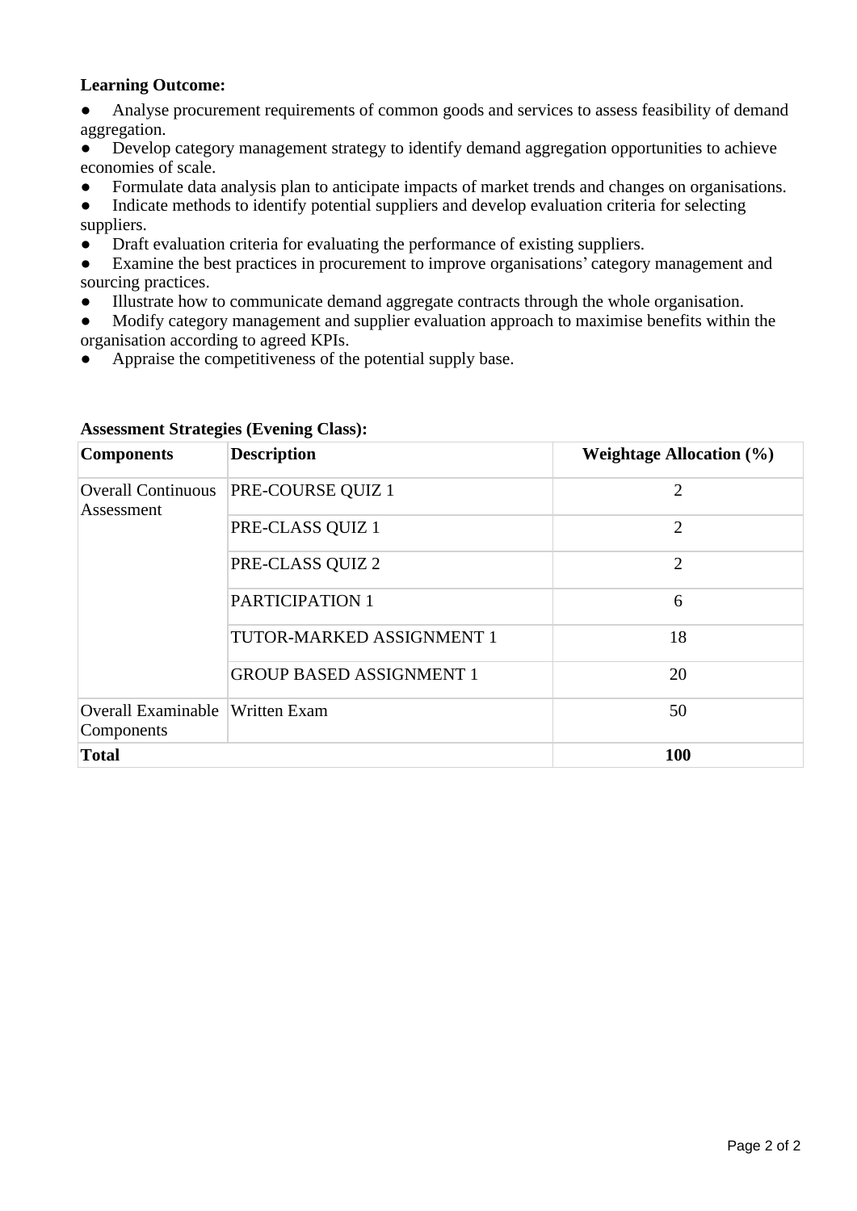**Learning Outcome:**

- Analyse procurement requirements of common goods and services to assess feasibility of demand aggregation.
- Develop category management strategy to identify demand aggregation opportunities to achieve economies of scale.
- Formulate data analysis plan to anticipate impacts of market trends and changes on organisations.
- Indicate methods to identify potential suppliers and develop evaluation criteria for selecting suppliers.
- Draft evaluation criteria for evaluating the performance of existing suppliers.
- Examine the best practices in procurement to improve organisations' category management and sourcing practices.
- Illustrate how to communicate demand aggregate contracts through the whole organisation.
- Modify category management and supplier evaluation approach to maximise benefits within the organisation according to agreed KPIs.
- Appraise the competitiveness of the potential supply base.

**Assessment Strategies (Evening Class):**

| Components | Description | Weightage Allocation (%) |
|---|---|---|
| Overall Continuous Assessment | PRE-COURSE QUIZ 1 | 2 |
| | PRE-CLASS QUIZ 1 | 2 |
| | PRE-CLASS QUIZ 2 | 2 |
| | PARTICIPATION 1 | 6 |
| | TUTOR-MARKED ASSIGNMENT 1 | 18 |
| | GROUP BASED ASSIGNMENT 1 | 20 |
| Overall Examinable Components | Written Exam | 50 |
| **Total** | | **100** |